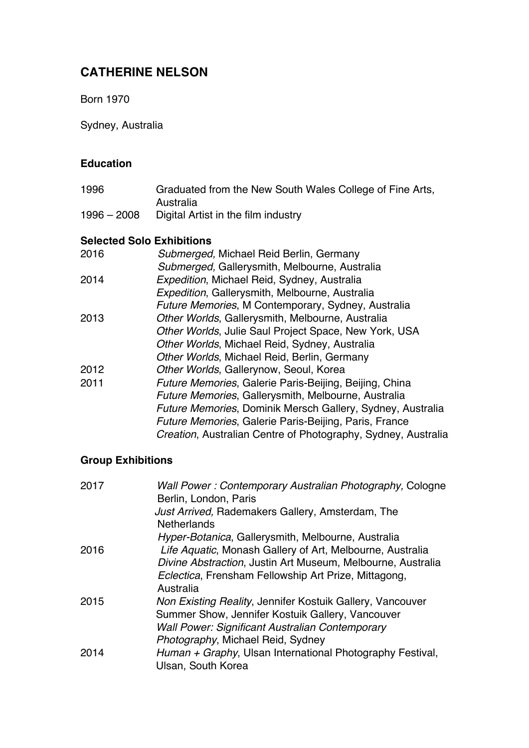# CATHERINE NELSON

Born 1970

Sydney, Australia

## Education

| | |
|---|---|
| 1996 | Graduated from the New South Wales College of Fine Arts, Australia |
| 1996 – 2008 | Digital Artist in the film industry |

## Selected Solo Exhibitions

| | |
|---|---|
| 2016 | *Submerged,* Michael Reid Berlin, Germany |
| | *Submerged,* Gallerysmith, Melbourne, Australia |
| 2014 | *Expedition*, Michael Reid, Sydney, Australia |
| | *Expedition*, Gallerysmith, Melbourne, Australia |
| | *Future Memories*, M Contemporary, Sydney, Australia |
| 2013 | *Other Worlds*, Gallerysmith, Melbourne, Australia |
| | *Other Worlds*, Julie Saul Project Space, New York, USA |
| | *Other Worlds*, Michael Reid, Sydney, Australia |
| | *Other Worlds*, Michael Reid, Berlin, Germany |
| 2012 | *Other Worlds*, Gallerynow, Seoul, Korea |
| 2011 | *Future Memories*, Galerie Paris-Beijing, Beijing, China |
| | *Future Memories*, Gallerysmith, Melbourne, Australia |
| | *Future Memories*, Dominik Mersch Gallery, Sydney, Australia |
| | *Future Memories*, Galerie Paris-Beijing, Paris, France |
| | *Creation*, Australian Centre of Photography, Sydney, Australia |

## Group Exhibitions

| | |
|---|---|
| 2017 | *Wall Power : Contemporary Australian Photography,* Cologne Berlin, London, Paris |
| | *Just Arrived,* Rademakers Gallery, Amsterdam, The Netherlands |
| | *Hyper-Botanica*, Gallerysmith, Melbourne, Australia |
| 2016 | *Life Aquatic*, Monash Gallery of Art, Melbourne, Australia |
| | *Divine Abstraction*, Justin Art Museum, Melbourne, Australia |
| | *Eclectica*, Frensham Fellowship Art Prize, Mittagong, Australia |
| 2015 | *Non Existing Reality*, Jennifer Kostuik Gallery, Vancouver |
| | Summer Show, Jennifer Kostuik Gallery, Vancouver |
| | *Wall Power: Significant Australian Contemporary Photography*, Michael Reid, Sydney |
| 2014 | *Human + Graphy*, Ulsan International Photography Festival, Ulsan, South Korea |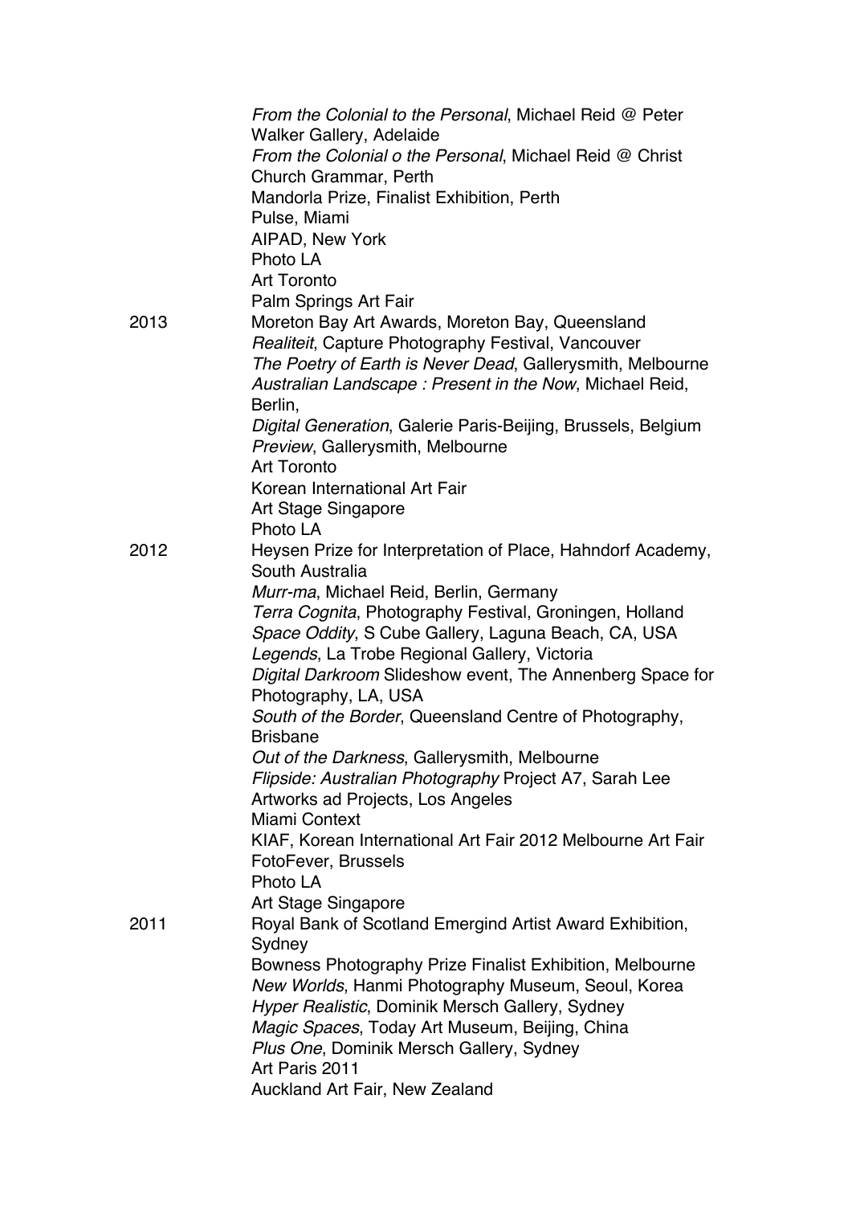*From the Colonial to the Personal*, Michael Reid @ Peter Walker Gallery, Adelaide
*From the Colonial o the Personal*, Michael Reid @ Christ Church Grammar, Perth
Mandorla Prize, Finalist Exhibition, Perth
Pulse, Miami
AIPAD, New York
Photo LA
Art Toronto
Palm Springs Art Fair

2013
Moreton Bay Art Awards, Moreton Bay, Queensland
*Realiteit*, Capture Photography Festival, Vancouver
*The Poetry of Earth is Never Dead*, Gallerysmith, Melbourne
*Australian Landscape : Present in the Now*, Michael Reid, Berlin,
*Digital Generation*, Galerie Paris-Beijing, Brussels, Belgium
*Preview*, Gallerysmith, Melbourne
Art Toronto
Korean International Art Fair
Art Stage Singapore
Photo LA

2012
Heysen Prize for Interpretation of Place, Hahndorf Academy, South Australia
*Murr-ma*, Michael Reid, Berlin, Germany
*Terra Cognita*, Photography Festival, Groningen, Holland
*Space Oddity*, S Cube Gallery, Laguna Beach, CA, USA
*Legends*, La Trobe Regional Gallery, Victoria
*Digital Darkroom* Slideshow event, The Annenberg Space for Photography, LA, USA
*South of the Border*, Queensland Centre of Photography, Brisbane
*Out of the Darkness*, Gallerysmith, Melbourne
*Flipside: Australian Photography* Project A7, Sarah Lee Artworks ad Projects, Los Angeles
Miami Context
KIAF, Korean International Art Fair 2012 Melbourne Art Fair
FotoFever, Brussels
Photo LA
Art Stage Singapore

2011
Royal Bank of Scotland Emergind Artist Award Exhibition, Sydney
Bowness Photography Prize Finalist Exhibition, Melbourne
*New Worlds*, Hanmi Photography Museum, Seoul, Korea
*Hyper Realistic*, Dominik Mersch Gallery, Sydney
*Magic Spaces*, Today Art Museum, Beijing, China
*Plus One*, Dominik Mersch Gallery, Sydney
Art Paris 2011
Auckland Art Fair, New Zealand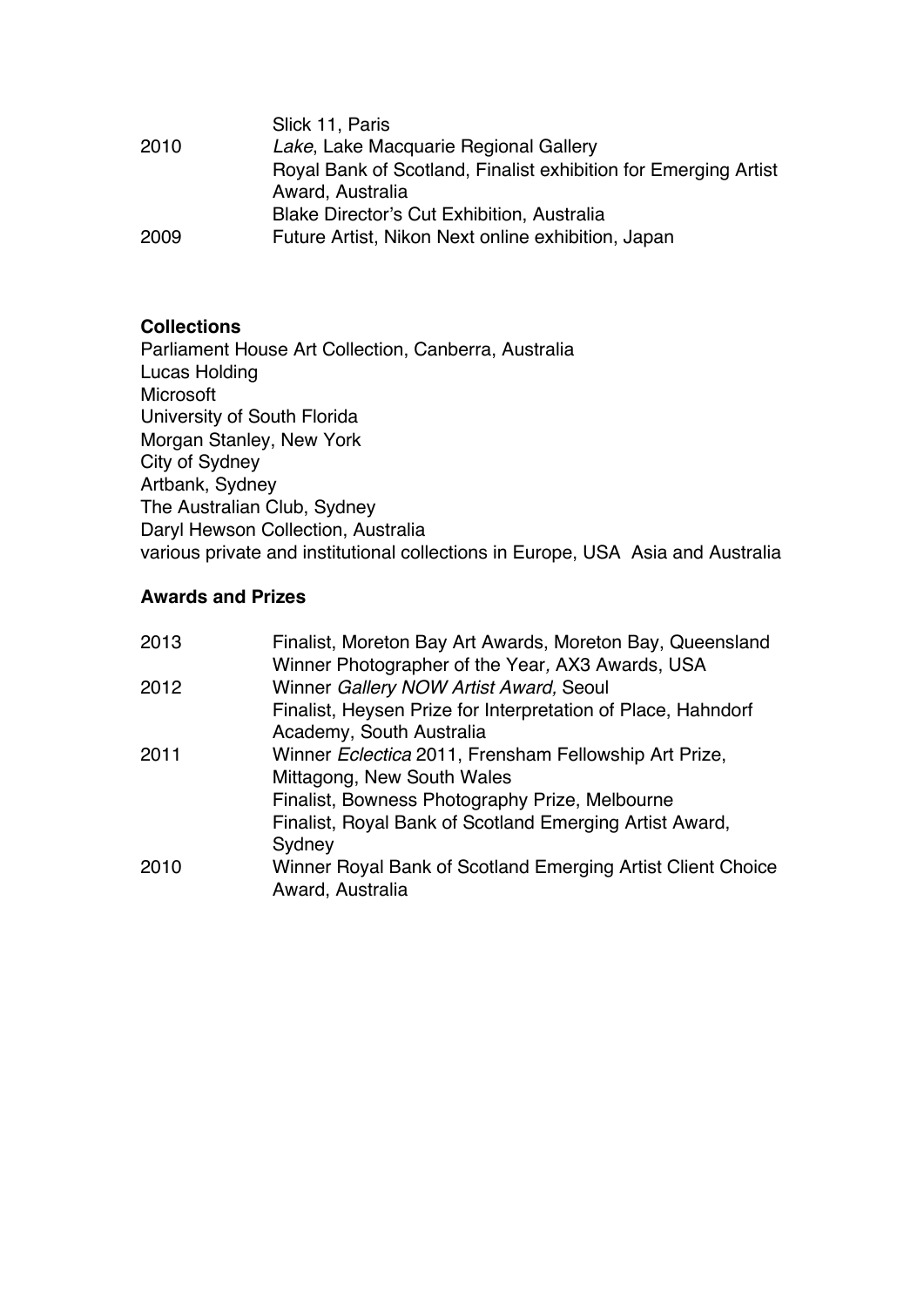| | |
|---|---|
| | Slick 11, Paris |
| 2010 | *Lake*, Lake Macquarie Regional Gallery |
| | Royal Bank of Scotland, Finalist exhibition for Emerging Artist Award, Australia |
| | Blake Director's Cut Exhibition, Australia |
| 2009 | Future Artist, Nikon Next online exhibition, Japan |

**Collections**

Parliament House Art Collection, Canberra, Australia
Lucas Holding
Microsoft
University of South Florida
Morgan Stanley, New York
City of Sydney
Artbank, Sydney
The Australian Club, Sydney
Daryl Hewson Collection, Australia
various private and institutional collections in Europe, USA Asia and Australia

**Awards and Prizes**

| | |
|---|---|
| 2013 | Finalist, Moreton Bay Art Awards, Moreton Bay, Queensland |
| | Winner Photographer of the Year*,* AX3 Awards, USA |
| 2012 | Winner *Gallery NOW Artist Award,* Seoul |
| | Finalist, Heysen Prize for Interpretation of Place, Hahndorf Academy, South Australia |
| 2011 | Winner *Eclectica* 2011, Frensham Fellowship Art Prize, Mittagong, New South Wales |
| | Finalist, Bowness Photography Prize, Melbourne |
| | Finalist, Royal Bank of Scotland Emerging Artist Award, Sydney |
| 2010 | Winner Royal Bank of Scotland Emerging Artist Client Choice Award, Australia |